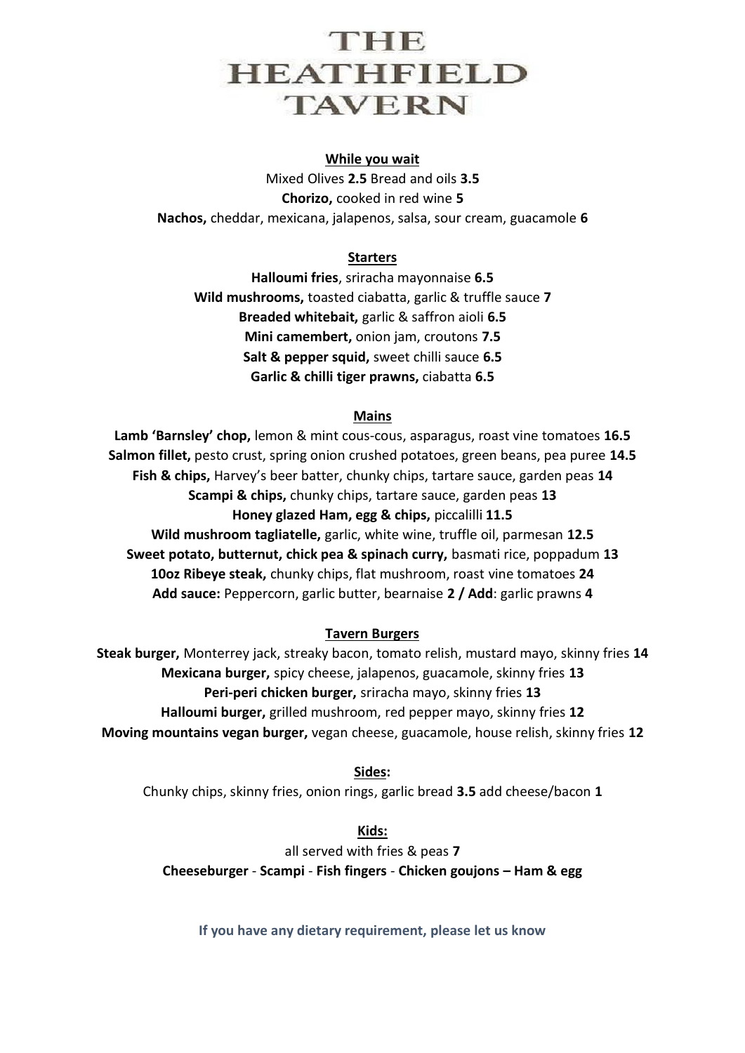# THE HEATHFIELD TAVERN

## While you wait

Mixed Olives **2.5** Bread and oils **3.5**

**Chorizo,** cooked in red wine **5**

**Nachos,** cheddar, mexicana, jalapenos, salsa, sour cream, guacamole **6**

## Starters

**Halloumi fries**, sriracha mayonnaise **6.5**

**Wild mushrooms,** toasted ciabatta, garlic & truffle sauce **7**

**Breaded whitebait,** garlic & saffron aioli **6.5**

**Mini camembert,** onion jam, croutons **7.5**

**Salt & pepper squid,** sweet chilli sauce **6.5**

**Garlic & chilli tiger prawns,** ciabatta **6.5**

## Mains

**Lamb 'Barnsley' chop,** lemon & mint cous-cous, asparagus, roast vine tomatoes **16.5**

**Salmon fillet,** pesto crust, spring onion crushed potatoes, green beans, pea puree **14.5**

**Fish & chips,** Harvey's beer batter, chunky chips, tartare sauce, garden peas **14**

**Scampi & chips,** chunky chips, tartare sauce, garden peas **13**

**Honey glazed Ham, egg & chips,** piccalilli **11.5**

**Wild mushroom tagliatelle,** garlic, white wine, truffle oil, parmesan **12.5**

**Sweet potato, butternut, chick pea & spinach curry,** basmati rice, poppadum **13**

**10oz Ribeye steak,** chunky chips, flat mushroom, roast vine tomatoes **24**

**Add sauce:** Peppercorn, garlic butter, bearnaise **2 / Add**: garlic prawns **4**

## Tavern Burgers

**Steak burger,** Monterrey jack, streaky bacon, tomato relish, mustard mayo, skinny fries **14**

**Mexicana burger,** spicy cheese, jalapenos, guacamole, skinny fries **13**

**Peri-peri chicken burger,** sriracha mayo, skinny fries **13**

**Halloumi burger,** grilled mushroom, red pepper mayo, skinny fries **12**

**Moving mountains vegan burger,** vegan cheese, guacamole, house relish, skinny fries **12**

## Sides:

Chunky chips, skinny fries, onion rings, garlic bread **3.5** add cheese/bacon **1**

## Kids:

all served with fries & peas **7**

**Cheeseburger** - **Scampi** - **Fish fingers** - **Chicken goujons – Ham & egg**

**If you have any dietary requirement, please let us know**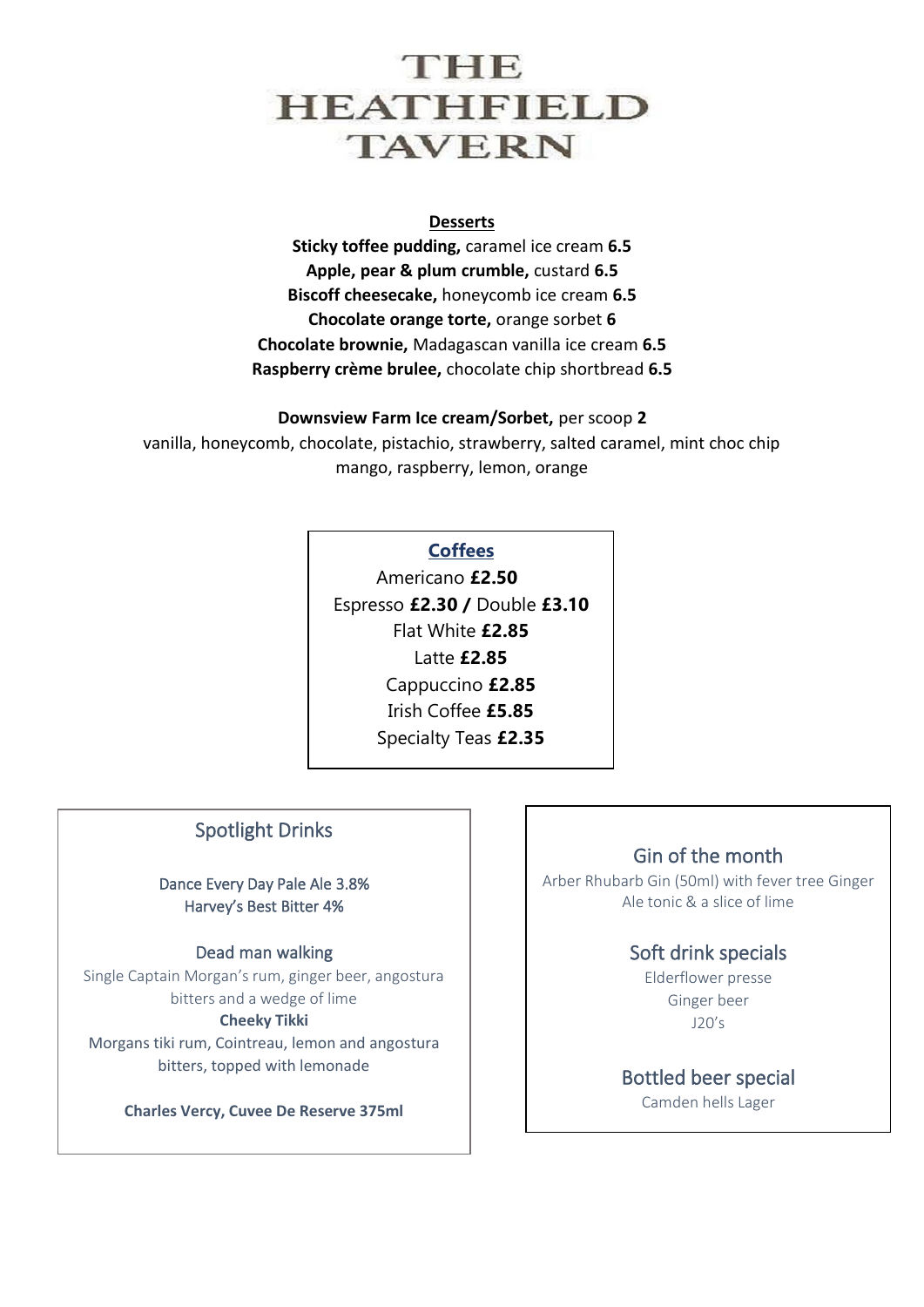# THE HEATHFIELD TAVERN

## Desserts

**Sticky toffee pudding,** caramel ice cream **6.5**
**Apple, pear & plum crumble,** custard **6.5**
**Biscoff cheesecake,** honeycomb ice cream **6.5**
**Chocolate orange torte,** orange sorbet **6**
**Chocolate brownie,** Madagascan vanilla ice cream **6.5**
**Raspberry crème brulee,** chocolate chip shortbread **6.5**

**Downsview Farm Ice cream/Sorbet,** per scoop **2**
vanilla, honeycomb, chocolate, pistachio, strawberry, salted caramel, mint choc chip
mango, raspberry, lemon, orange

## Coffees

Americano **£2.50**
Espresso **£2.30 /** Double **£3.10**
Flat White **£2.85**
Latte **£2.85**
Cappuccino **£2.85**
Irish Coffee **£5.85**
Specialty Teas **£2.35**

## Spotlight Drinks

Dance Every Day Pale Ale 3.8%
Harvey's Best Bitter 4%

### Dead man walking

Single Captain Morgan's rum, ginger beer, angostura bitters and a wedge of lime

**Cheeky Tikki**

Morgans tiki rum, Cointreau, lemon and angostura bitters, topped with lemonade

**Charles Vercy, Cuvee De Reserve 375ml**

## Gin of the month

Arber Rhubarb Gin (50ml) with fever tree Ginger Ale tonic & a slice of lime

## Soft drink specials

Elderflower presse
Ginger beer
J20's

## Bottled beer special

Camden hells Lager